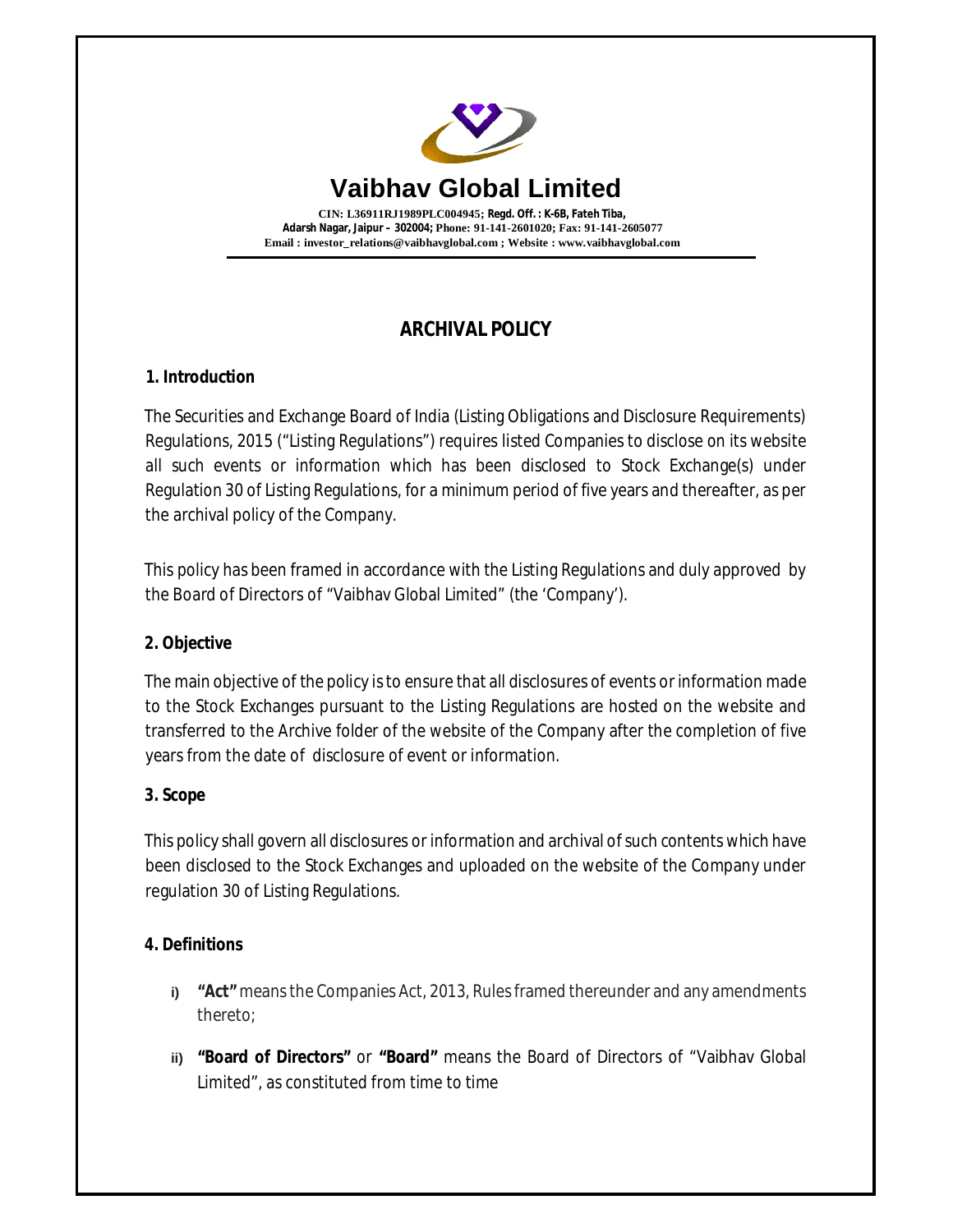# Vaibhav Global Limited

**CIN: L36911RJ1989PLC004945; Regd. Off. : K-6B, Fateh Tiba, Adarsh Nagar, Jaipur – 302004; Phone: 91-141-2601020; Fax: 91-141-2605077**
**Email : investor_relations@vaibhavglobal.com ; Website : www.vaibhavglobal.com**

## ARCHIVAL POLICY

### 1. Introduction

The Securities and Exchange Board of India (Listing Obligations and Disclosure Requirements) Regulations, 2015 ("Listing Regulations") requires listed Companies to disclose on its website all such events or information which has been disclosed to Stock Exchange(s) under Regulation 30 of Listing Regulations, for a minimum period of five years and thereafter, as per the archival policy of the Company.

This policy has been framed in accordance with the Listing Regulations and duly approved by the Board of Directors of "Vaibhav Global Limited" (the 'Company').

### 2. Objective

The main objective of the policy is to ensure that all disclosures of events or information made to the Stock Exchanges pursuant to the Listing Regulations are hosted on the website and transferred to the Archive folder of the website of the Company after the completion of five years from the date of disclosure of event or information.

### 3. Scope

This policy shall govern all disclosures or information and archival of such contents which have been disclosed to the Stock Exchanges and uploaded on the website of the Company under regulation 30 of Listing Regulations.

### 4. Definitions

i) **"Act"** means the Companies Act, 2013, Rules framed thereunder and any amendments thereto;

ii) **"Board of Directors"** or **"Board"** means the Board of Directors of "Vaibhav Global Limited", as constituted from time to time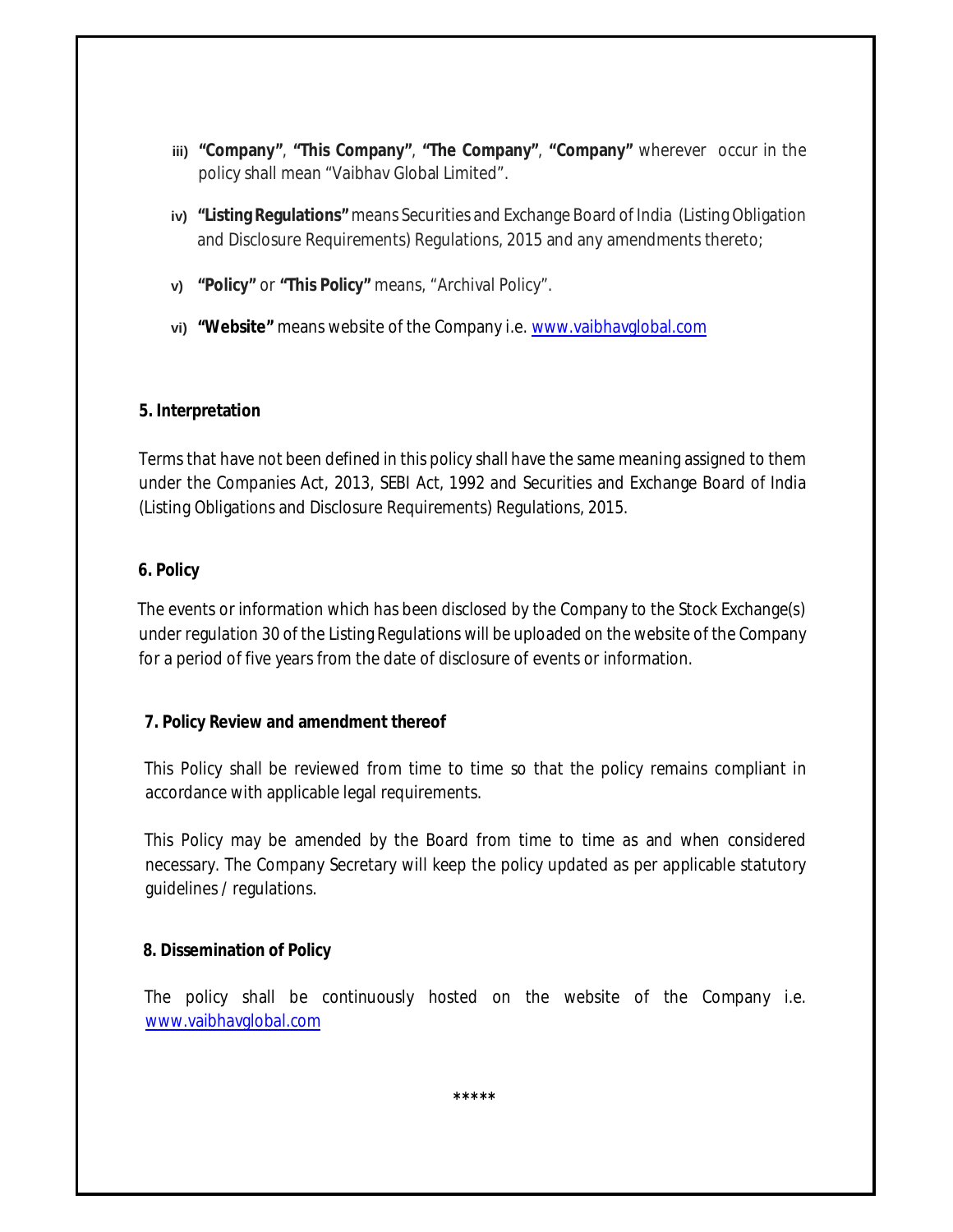iii) **"Company"**, **"This Company"**, **"The Company"**, **"Company"** wherever occur in the policy shall mean "Vaibhav Global Limited".

iv) **"Listing Regulations"** means Securities and Exchange Board of India (Listing Obligation and Disclosure Requirements) Regulations, 2015 and any amendments thereto;

v) **"Policy"** or **"This Policy"** means, "Archival Policy".

vi) **"Website"** means website of the Company i.e. www.vaibhavglobal.com

**5. Interpretation**

Terms that have not been defined in this policy shall have the same meaning assigned to them under the Companies Act, 2013, SEBI Act, 1992 and Securities and Exchange Board of India (Listing Obligations and Disclosure Requirements) Regulations, 2015.

**6. Policy**

The events or information which has been disclosed by the Company to the Stock Exchange(s) under regulation 30 of the Listing Regulations will be uploaded on the website of the Company for a period of five years from the date of disclosure of events or information.

**7. Policy Review and amendment thereof**

This Policy shall be reviewed from time to time so that the policy remains compliant in accordance with applicable legal requirements.

This Policy may be amended by the Board from time to time as and when considered necessary. The Company Secretary will keep the policy updated as per applicable statutory guidelines / regulations.

**8. Dissemination of Policy**

The policy shall be continuously hosted on the website of the Company i.e. www.vaibhavglobal.com

*****